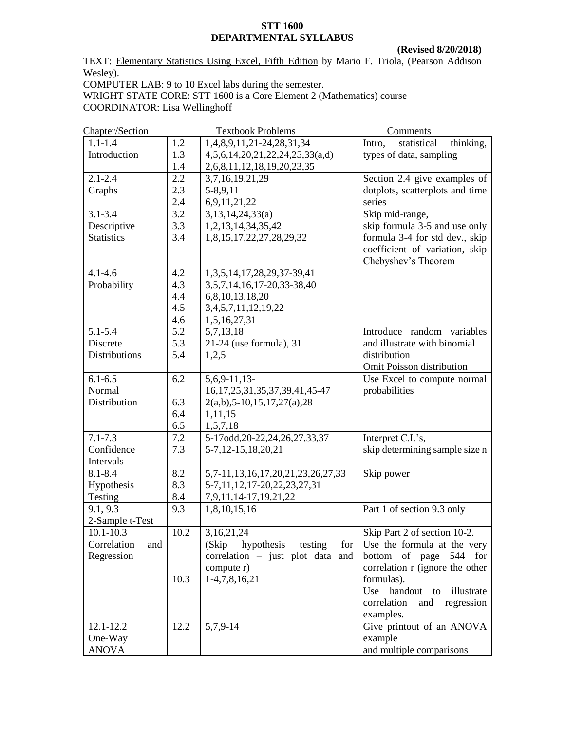**STT 1600**
**DEPARTMENTAL SYLLABUS**

**(Revised 8/20/2018)**

TEXT: Elementary Statistics Using Excel, Fifth Edition by Mario F. Triola, (Pearson Addison Wesley).

COMPUTER LAB: 9 to 10 Excel labs during the semester.

WRIGHT STATE CORE: STT 1600 is a Core Element 2 (Mathematics) course

COORDINATOR: Lisa Wellinghoff

| Chapter/Section | | Textbook Problems | Comments |
|---|---|---|---|
| 1.1-1.4 Introduction | 1.2 | 1,4,8,9,11,21-24,28,31,34 | Intro, statistical thinking, types of data, sampling |
| | 1.3 | 4,5,6,14,20,21,22,24,25,33(a,d) | |
| | 1.4 | 2,6,8,11,12,18,19,20,23,35 | |
| 2.1-2.4 Graphs | 2.2 | 3,7,16,19,21,29 | Section 2.4 give examples of dotplots, scatterplots and time series |
| | 2.3 | 5-8,9,11 | |
| | 2.4 | 6,9,11,21,22 | |
| 3.1-3.4 Descriptive Statistics | 3.2 | 3,13,14,24,33(a) | Skip mid-range, skip formula 3-5 and use only formula 3-4 for std dev., skip coefficient of variation, skip Chebyshev's Theorem |
| | 3.3 | 1,2,13,14,34,35,42 | |
| | 3.4 | 1,8,15,17,22,27,28,29,32 | |
| 4.1-4.6 Probability | 4.2 | 1,3,5,14,17,28,29,37-39,41 | |
| | 4.3 | 3,5,7,14,16,17-20,33-38,40 | |
| | 4.4 | 6,8,10,13,18,20 | |
| | 4.5 | 3,4,5,7,11,12,19,22 | |
| | 4.6 | 1,5,16,27,31 | |
| 5.1-5.4 Discrete Distributions | 5.2 | 5,7,13,18 | Introduce random variables and illustrate with binomial distribution Omit Poisson distribution |
| | 5.3 | 21-24 (use formula), 31 | |
| | 5.4 | 1,2,5 | |
| 6.1-6.5 Normal Distribution | 6.2 | 5,6,9-11,13-16,17,25,31,35,37,39,41,45-47 | Use Excel to compute normal probabilities |
| | 6.3 | 2(a,b),5-10,15,17,27(a),28 | |
| | 6.4 | 1,11,15 | |
| | 6.5 | 1,5,7,18 | |
| 7.1-7.3 Confidence Intervals | 7.2 | 5-17odd,20-22,24,26,27,33,37 | Interpret C.I.'s, skip determining sample size n |
| | 7.3 | 5-7,12-15,18,20,21 | |
| 8.1-8.4 Hypothesis Testing | 8.2 | 5,7-11,13,16,17,20,21,23,26,27,33 | Skip power |
| | 8.3 | 5-7,11,12,17-20,22,23,27,31 | |
| | 8.4 | 7,9,11,14-17,19,21,22 | |
| 9.1, 9.3 2-Sample t-Test | 9.3 | 1,8,10,15,16 | Part 1 of section 9.3 only |
| 10.1-10.3 Correlation and Regression | 10.2 | 3,16,21,24 (Skip hypothesis testing for correlation – just plot data and compute r) | Skip Part 2 of section 10-2. Use the formula at the very bottom of page 544 for correlation r (ignore the other formulas). Use handout to illustrate correlation and regression examples. |
| | 10.3 | 1-4,7,8,16,21 | |
| 12.1-12.2 One-Way ANOVA | 12.2 | 5,7,9-14 | Give printout of an ANOVA example and multiple comparisons |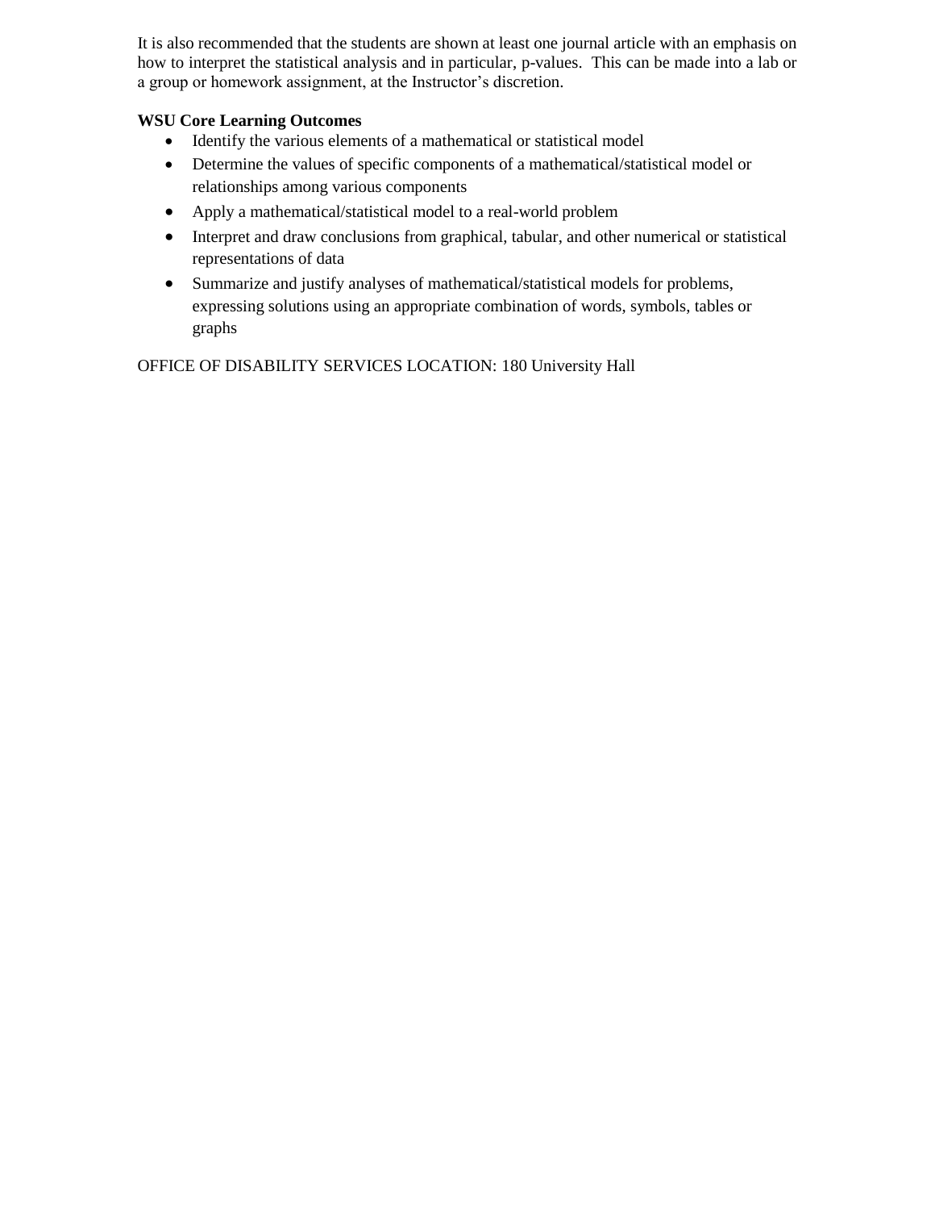It is also recommended that the students are shown at least one journal article with an emphasis on how to interpret the statistical analysis and in particular, p-values. This can be made into a lab or a group or homework assignment, at the Instructor's discretion.

**WSU Core Learning Outcomes**

- Identify the various elements of a mathematical or statistical model
- Determine the values of specific components of a mathematical/statistical model or relationships among various components
- Apply a mathematical/statistical model to a real-world problem
- Interpret and draw conclusions from graphical, tabular, and other numerical or statistical representations of data
- Summarize and justify analyses of mathematical/statistical models for problems, expressing solutions using an appropriate combination of words, symbols, tables or graphs

OFFICE OF DISABILITY SERVICES LOCATION: 180 University Hall